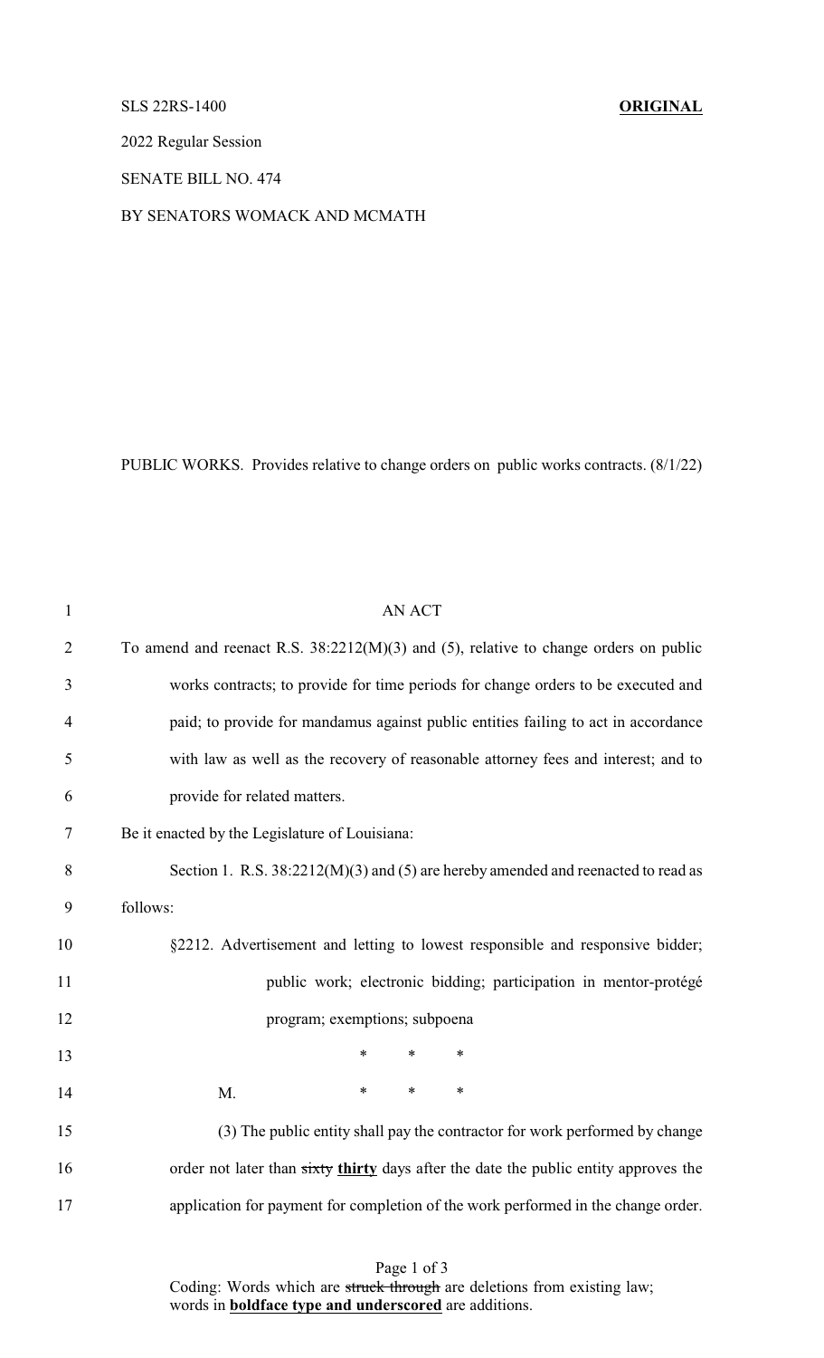SLS 22RS-1400 **ORIGINAL**

2022 Regular Session

SENATE BILL NO. 474

BY SENATORS WOMACK AND MCMATH

PUBLIC WORKS. Provides relative to change orders on public works contracts. (8/1/22)

AN ACT

To amend and reenact R.S. 38:2212(M)(3) and (5), relative to change orders on public works contracts; to provide for time periods for change orders to be executed and paid; to provide for mandamus against public entities failing to act in accordance with law as well as the recovery of reasonable attorney fees and interest; and to provide for related matters.

Be it enacted by the Legislature of Louisiana:

Section 1. R.S. 38:2212(M)(3) and (5) are hereby amended and reenacted to read as follows:

§2212. Advertisement and letting to lowest responsible and responsive bidder; public work; electronic bidding; participation in mentor-protégé program; exemptions; subpoena

\* \* \*

M. \* \* \*

(3) The public entity shall pay the contractor for work performed by change order not later than ~~sixty~~ **thirty** days after the date the public entity approves the application for payment for completion of the work performed in the change order.

Coding: Words which are ~~struck through~~ are deletions from existing law; words in **boldface type and underscored** are additions.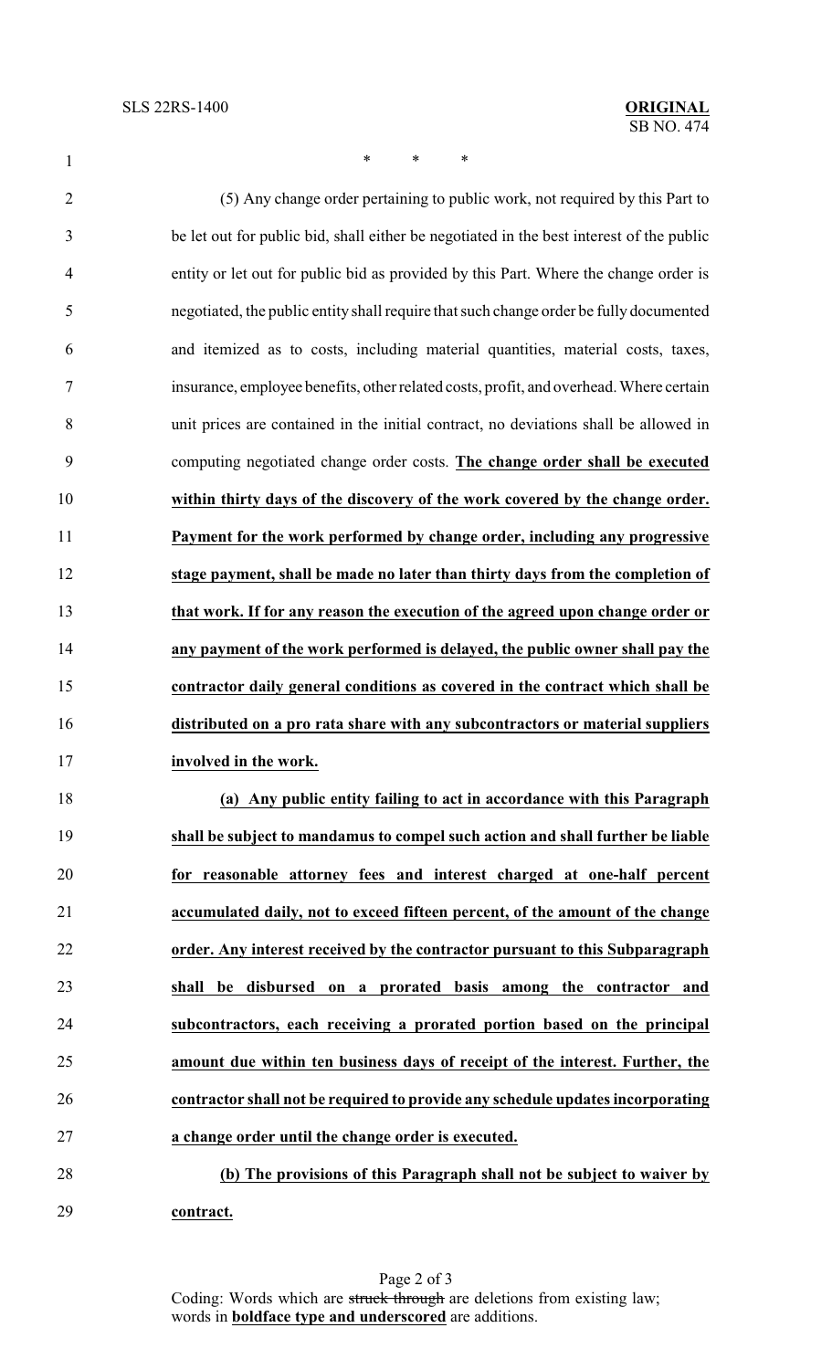\*            \*            \*

(5) Any change order pertaining to public work, not required by this Part to be let out for public bid, shall either be negotiated in the best interest of the public entity or let out for public bid as provided by this Part. Where the change order is negotiated, the public entity shall require that such change order be fully documented and itemized as to costs, including material quantities, material costs, taxes, insurance, employee benefits, other related costs, profit, and overhead. Where certain unit prices are contained in the initial contract, no deviations shall be allowed in computing negotiated change order costs. **<u>The change order shall be executed within thirty days of the discovery of the work covered by the change order. Payment for the work performed by change order, including any progressive stage payment, shall be made no later than thirty days from the completion of that work. If for any reason the execution of the agreed upon change order or any payment of the work performed is delayed, the public owner shall pay the contractor daily general conditions as covered in the contract which shall be distributed on a pro rata share with any subcontractors or material suppliers involved in the work.</u>**

**<u>(a) Any public entity failing to act in accordance with this Paragraph shall be subject to mandamus to compel such action and shall further be liable for reasonable attorney fees and interest charged at one-half percent accumulated daily, not to exceed fifteen percent, of the amount of the change order. Any interest received by the contractor pursuant to this Subparagraph shall be disbursed on a prorated basis among the contractor and subcontractors, each receiving a prorated portion based on the principal amount due within ten business days of receipt of the interest. Further, the contractor shall not be required to provide any schedule updates incorporating a change order until the change order is executed.</u>**

**<u>(b) The provisions of this Paragraph shall not be subject to waiver by contract.</u>**

Coding: Words which are ~~struck through~~ are deletions from existing law; words in **<u>boldface type and underscored</u>** are additions.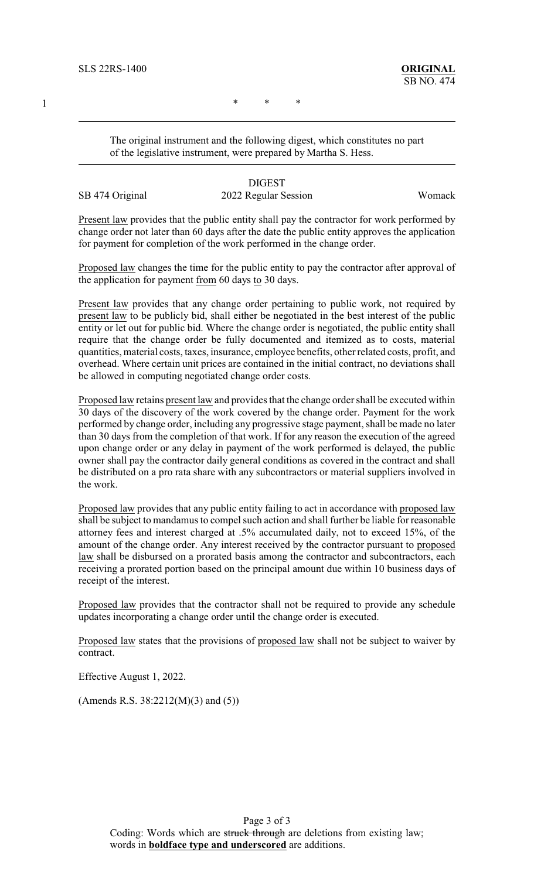\* \* \*

The original instrument and the following digest, which constitutes no part of the legislative instrument, were prepared by Martha S. Hess.

DIGEST

SB 474 Original 2022 Regular Session Womack

Present law provides that the public entity shall pay the contractor for work performed by change order not later than 60 days after the date the public entity approves the application for payment for completion of the work performed in the change order.

Proposed law changes the time for the public entity to pay the contractor after approval of the application for payment from 60 days to 30 days.

Present law provides that any change order pertaining to public work, not required by present law to be publicly bid, shall either be negotiated in the best interest of the public entity or let out for public bid. Where the change order is negotiated, the public entity shall require that the change order be fully documented and itemized as to costs, material quantities, material costs, taxes, insurance, employee benefits, other related costs, profit, and overhead. Where certain unit prices are contained in the initial contract, no deviations shall be allowed in computing negotiated change order costs.

Proposed law retains present law and provides that the change order shall be executed within 30 days of the discovery of the work covered by the change order. Payment for the work performed by change order, including any progressive stage payment, shall be made no later than 30 days from the completion of that work. If for any reason the execution of the agreed upon change order or any delay in payment of the work performed is delayed, the public owner shall pay the contractor daily general conditions as covered in the contract and shall be distributed on a pro rata share with any subcontractors or material suppliers involved in the work.

Proposed law provides that any public entity failing to act in accordance with proposed law shall be subject to mandamus to compel such action and shall further be liable for reasonable attorney fees and interest charged at .5% accumulated daily, not to exceed 15%, of the amount of the change order. Any interest received by the contractor pursuant to proposed law shall be disbursed on a prorated basis among the contractor and subcontractors, each receiving a prorated portion based on the principal amount due within 10 business days of receipt of the interest.

Proposed law provides that the contractor shall not be required to provide any schedule updates incorporating a change order until the change order is executed.

Proposed law states that the provisions of proposed law shall not be subject to waiver by contract.

Effective August 1, 2022.

(Amends R.S. 38:2212(M)(3) and (5))

Coding: Words which are ~~struck through~~ are deletions from existing law; words in **boldface type and underscored** are additions.